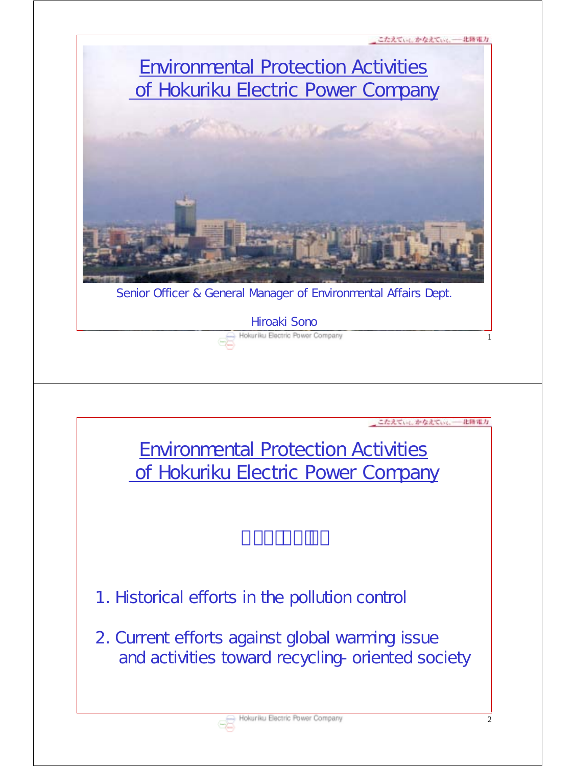# Environmental Protection Activities of Hokuriku Electric Power Company

Senior Officer & General Manager of Environmental Affairs Dept.

Hiroaki Sono

# Environmental Protection Activities of Hokuriku Electric Power Company

1. Historical efforts in the pollution control

2. Current efforts against global warming issue and activities toward recycling- oriented society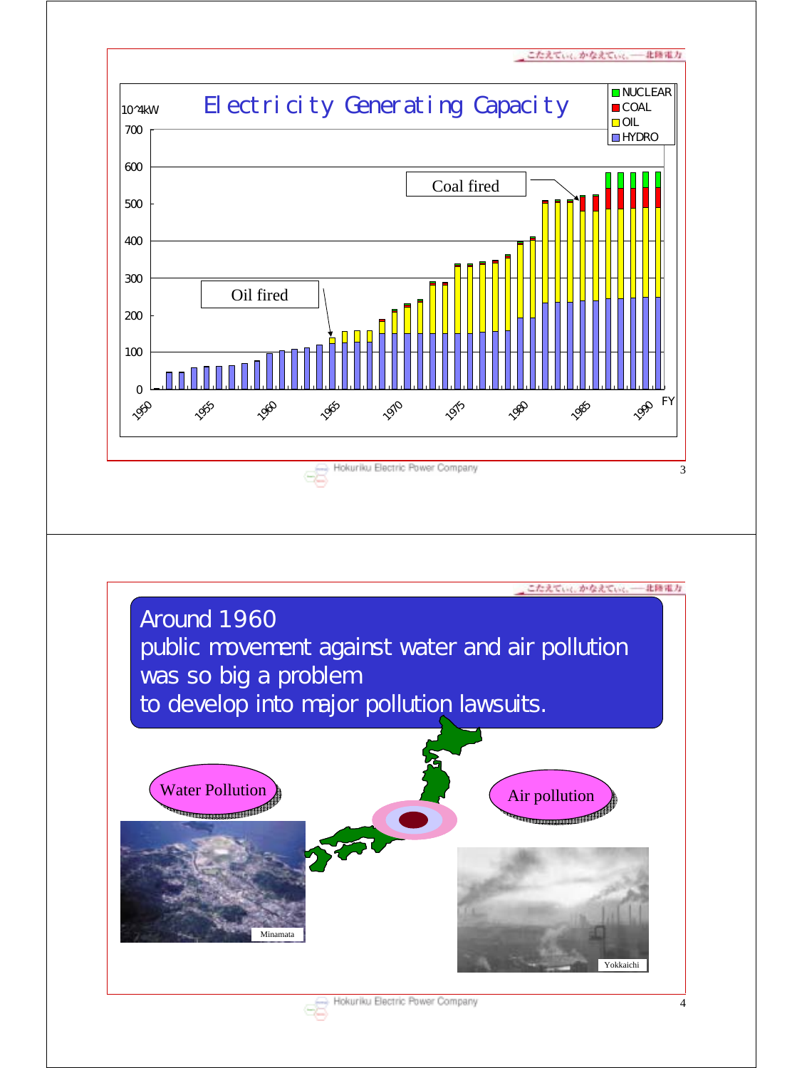## Electricity Generating Capacity

10^4kW

- NUCLEAR
- COAL
- OIL
- HYDRO

Coal fired

Oil fired

FY

## Around 1960

public movement against water and air pollution was so big a problem to develop into major pollution lawsuits.

Water Pollution

Minamata

Air pollution

Yokkaichi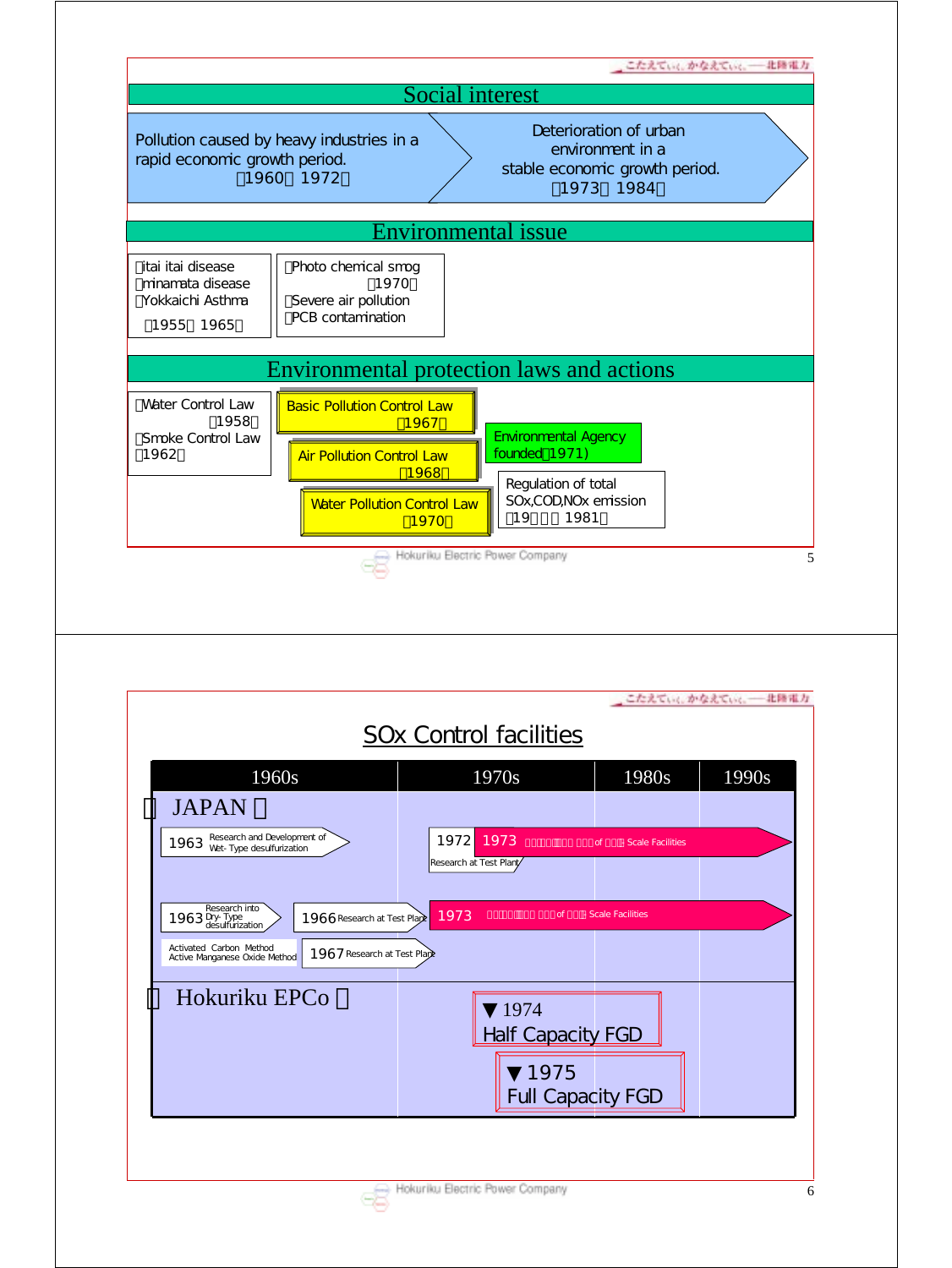## Social interest

Pollution caused by heavy industries in a rapid economic growth period. （1960～1972）

Deterioration of urban environment in a stable economic growth period. （1973～1984）

## Environmental issue

- Itai itai disease
- Minamata disease
- Yokkaichi Asthma

（1955～1965）

- Photo chemical smog （1970）
- Severe air pollution
- PCB contamination

## Environmental protection laws and actions

- Water Control Law （1958）
- Smoke Control Law （1962）

Basic Pollution Control Law （1967）

Air Pollution Control Law （1968）

Water Pollution Control Law （1970）

Environmental Agency founded（1971）

Regulation of total SOx,COD,NOx emission （19□□～1981）

## SOx Control facilities

| 1960s | 1970s | 1980s | 1990s |
|---|---|---|---|

**JAPAN**

- 1963 Research and Development of Wet- Type desulfurization
- 1972 Research at Test Plant
- 1973 □□□□□□□ □□□ of □□□ Scale Facilities
- 1963 Research into Dry- Type desulfurization
- 1966 Research at Test Plant
- 1973 □□□□□□□ □□□ of □□□ Scale Facilities
- Activated Carbon Method / Active Manganese Oxide Method
- 1967 Research at Test Plant

**Hokuriku EPCo**

- ▼1974 Half Capacity FGD
- ▼1975 Full Capacity FGD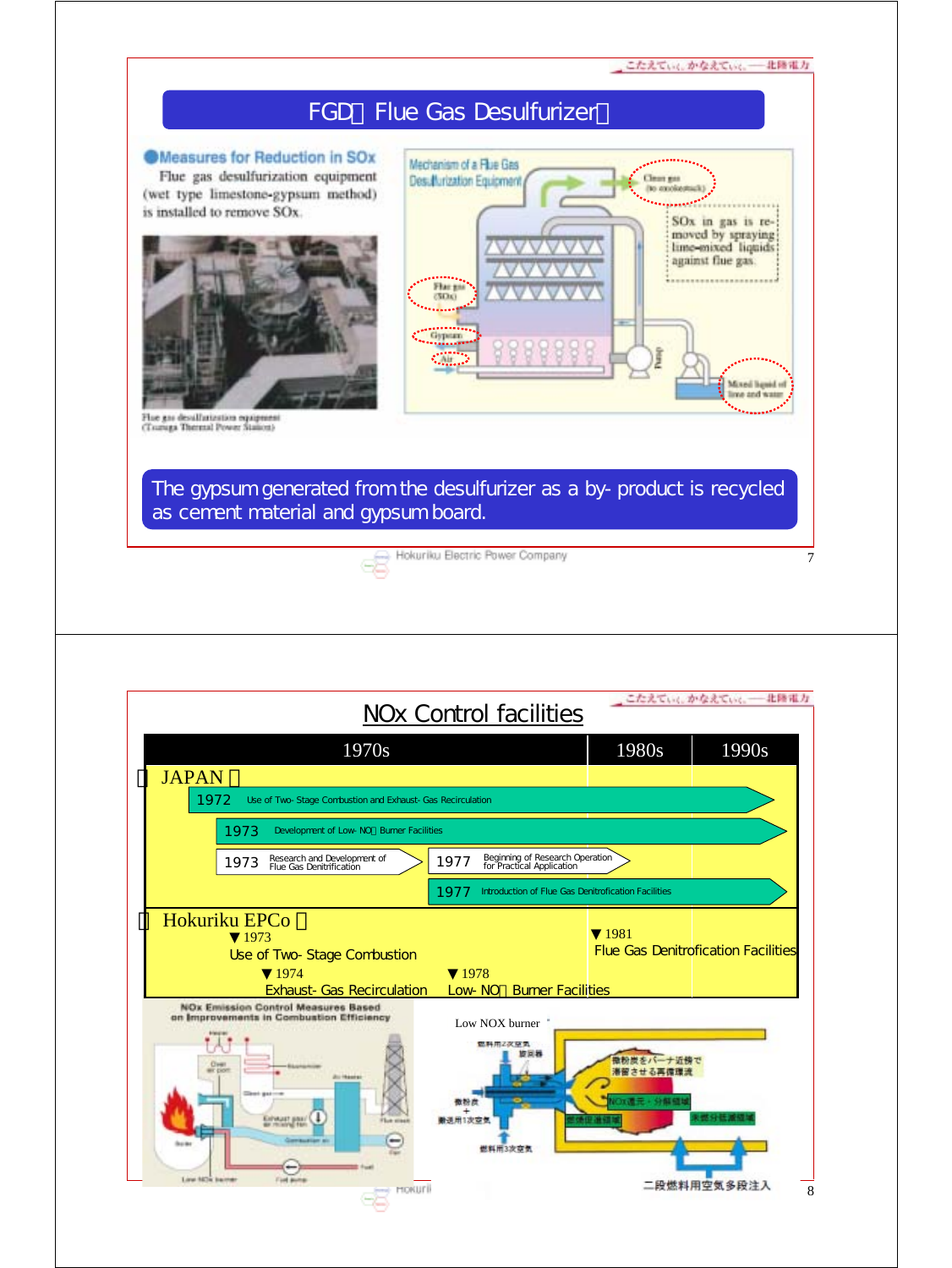## FGD（Flue Gas Desulfurizer）

**● Measures for Reduction in SOx**

Flue gas desulfurization equipment (wet type limestone-gypsum method) is installed to remove SOx.

Flue gas desulfurization equipment (Tsuruga Thermal Power Station)

Mechanism of a Flue Gas Desulfurization Equipment

- Clean gas (to smokestack)
- SOx in gas is removed by spraying lime-mixed liquids against flue gas.
- Flue gas (SOx)
- Gypsum
- Air
- Pump
- Mixed liquid of lime and water

**The gypsum generated from the desulfurizer as a by- product is recycled as cement material and gypsum board.**

Hokuriku Electric Power Company

## NOx Control facilities

| | 1970s | 1980s | 1990s |
|---|---|---|---|
| 【JAPAN】 | | | |
| 1972 Use of Two- Stage Combustion and Exhaust- Gas Recirculation | → | → | → |
| 1973 Development of Low- NOx Burner Facilities | → | → | → |
| 1973 Research and Development of Flue Gas Denitrification; 1977 Beginning of Research Operation for Practical Application | → | | |
| 1977 Introduction of Flue Gas Denitrofication Facilities | → | → | → |
| 【Hokuriku EPCo】 | ▼1973 Use of Two- Stage Combustion; ▼1974 Exhaust- Gas Recirculation; ▼1978 Low- NOx Burner Facilities | ▼1981 Flue Gas Denitrofication Facilities | |

NOx Emission Control Measures Based on Improvements in Combustion Efficiency

Low NOX burner

燃料用2次空気 旋回器 微粉炭 + 搬送用1次空気 燃料用3次空気 微粉炭をバーナ近傍で滞留させる再循環流 NOx還元・分解領域 還元性炎領域 未燃分低減領域 二段燃料用空気多段注入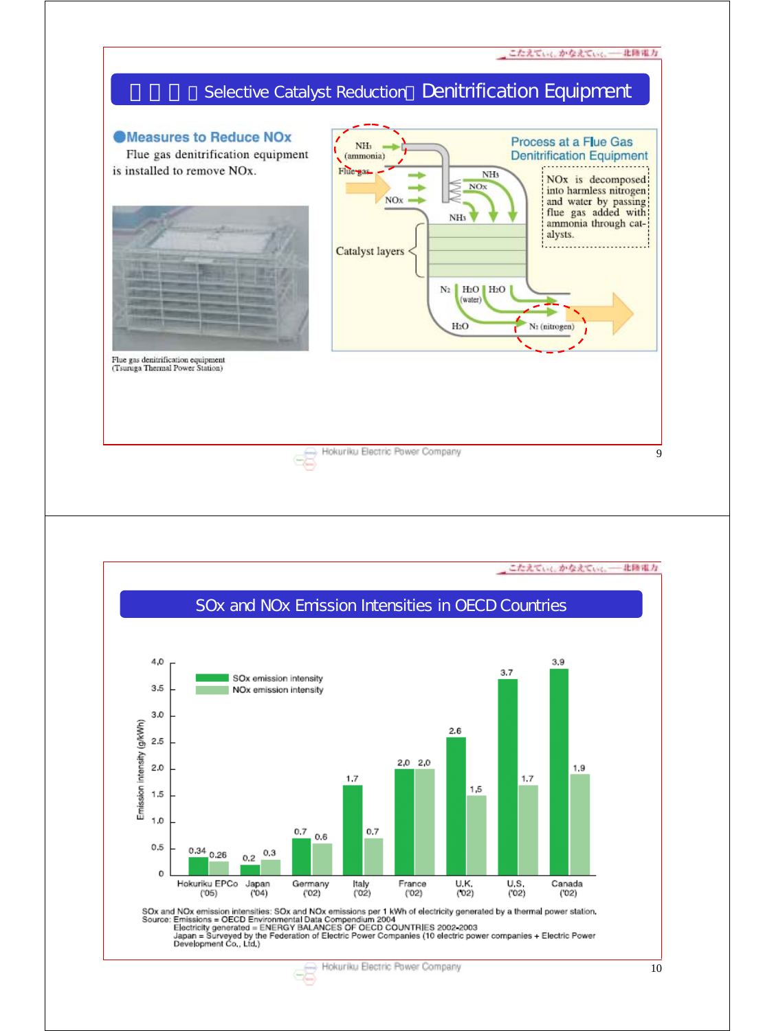## □□□□Selective Catalyst Reduction□ Denitrification Equipment

**Measures to Reduce NOx**

Flue gas denitrification equipment is installed to remove NOx.

Flue gas denitrification equipment (Tsuruga Thermal Power Station)

**Process at a Flue Gas Denitrification Equipment**

$NH_3$ (ammonia)

Flue gas

NOx

$NH_3$

NOx

$NH_3$

Catalyst layers

$N_2$ $H_2O$ (water) $H_2O$

$H_2O$

$N_2$ (nitrogen)

NOx is decomposed into harmless nitrogen and water by passing flue gas added with ammonia through catalysts.

## SOx and NOx Emission Intensities in OECD Countries

| | Hokuriku EPCo ('05) | Japan ('04) | Germany ('02) | Italy ('02) | France ('02) | U.K. ('02) | U.S. ('02) | Canada ('02) |
|---|---|---|---|---|---|---|---|---|
| SOx emission intensity | 0.34 | 0.2 | 0.7 | 1.7 | 2.0 | 2.6 | 3.7 | 3.9 |
| NOx emission intensity | 0.26 | 0.3 | 0.6 | 0.7 | 2.0 | 1.5 | 1.7 | 1.9 |

Emission intensity (g/kWh)

SOx and NOx emission intensities: SOx and NOx emissions per 1 kWh of electricity generated by a thermal power station.
Source: Emissions = OECD Environmental Data Compendium 2004
Electricity generated = ENERGY BALANCES OF OECD COUNTRIES 2002-2003
Japan = Surveyed by the Federation of Electric Power Companies (10 electric power companies + Electric Power Development Co., Ltd.)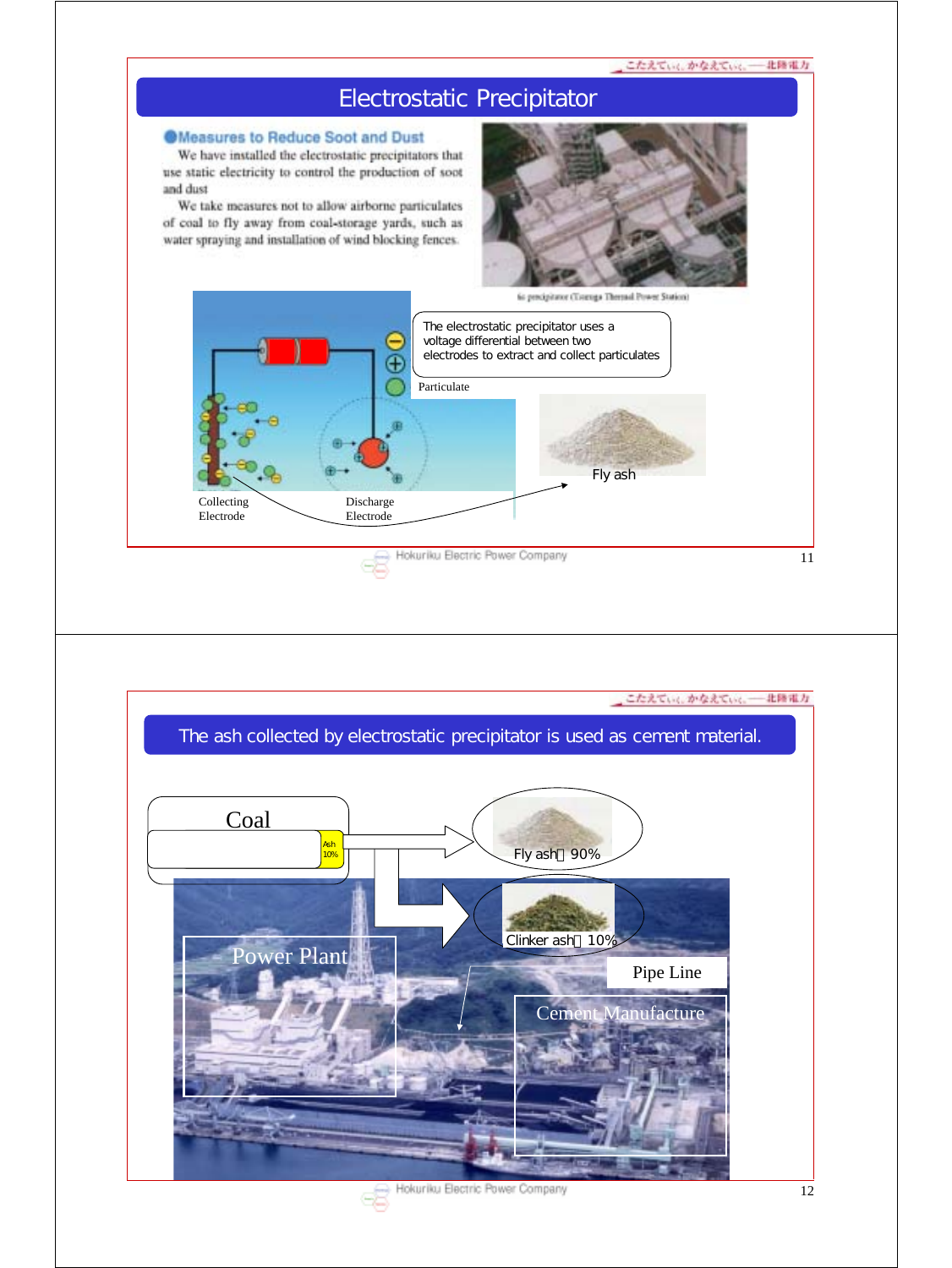# Electrostatic Precipitator

**●Measures to Reduce Soot and Dust**

We have installed the electrostatic precipitators that use static electricity to control the production of soot and dust

We take measures not to allow airborne particulates of coal to fly away from coal-storage yards, such as water spraying and installation of wind blocking fences.

tic precipitator (Tsuruga Thermal Power Station)

The electrostatic precipitator uses a voltage differential between two electrodes to extract and collect particulates

Particulate

Collecting Electrode

Discharge Electrode

Fly ash

# The ash collected by electrostatic precipitator is used as cement material.

Coal

Ash 10%

Fly ash 90%

Clinker ash 10%

Power Plant

Pipe Line

Cement Manufacture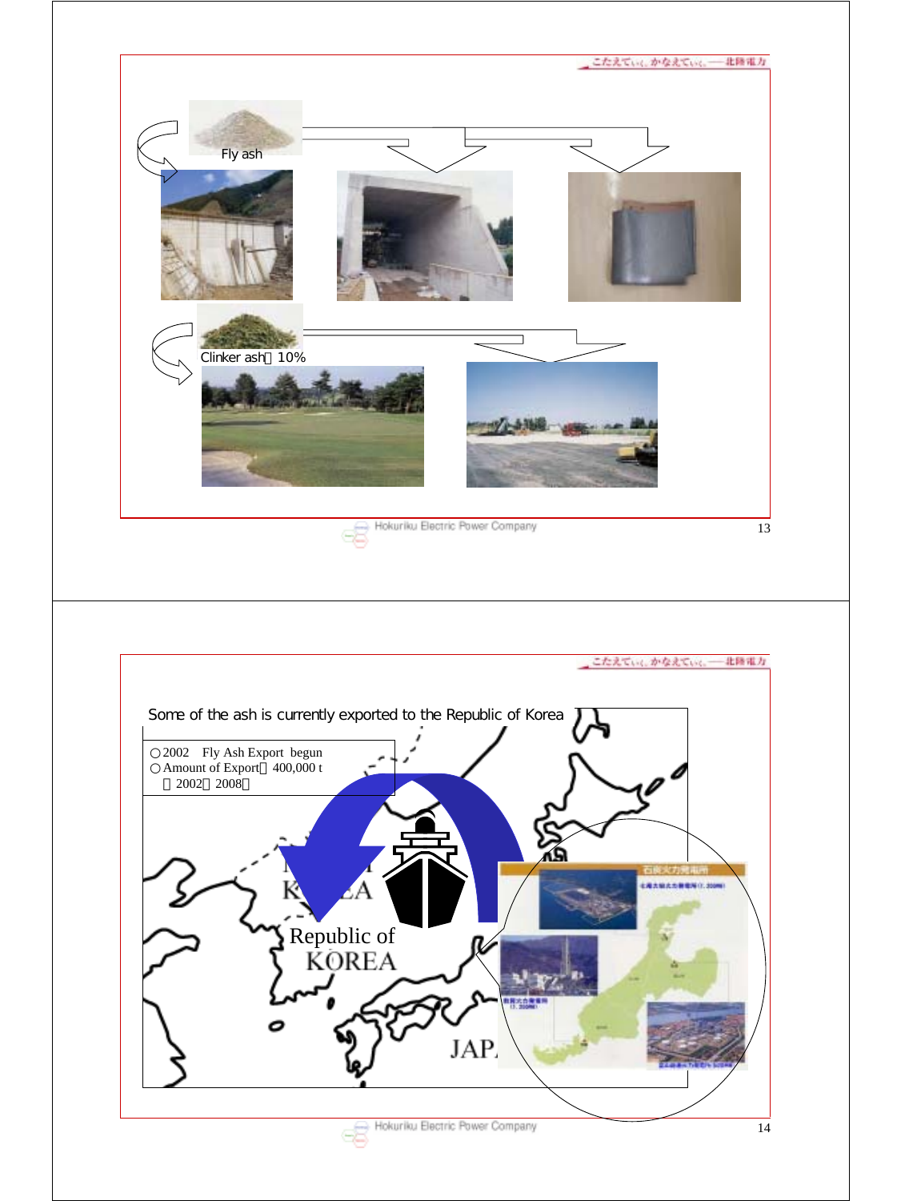Fly ash

Clinker ash　10%

Some of the ash is currently exported to the Republic of Korea

○2002　Fly Ash Export begun
○Amount of Export　400,000 t
　（2002～2008）

Republic of KOREA

JAPAN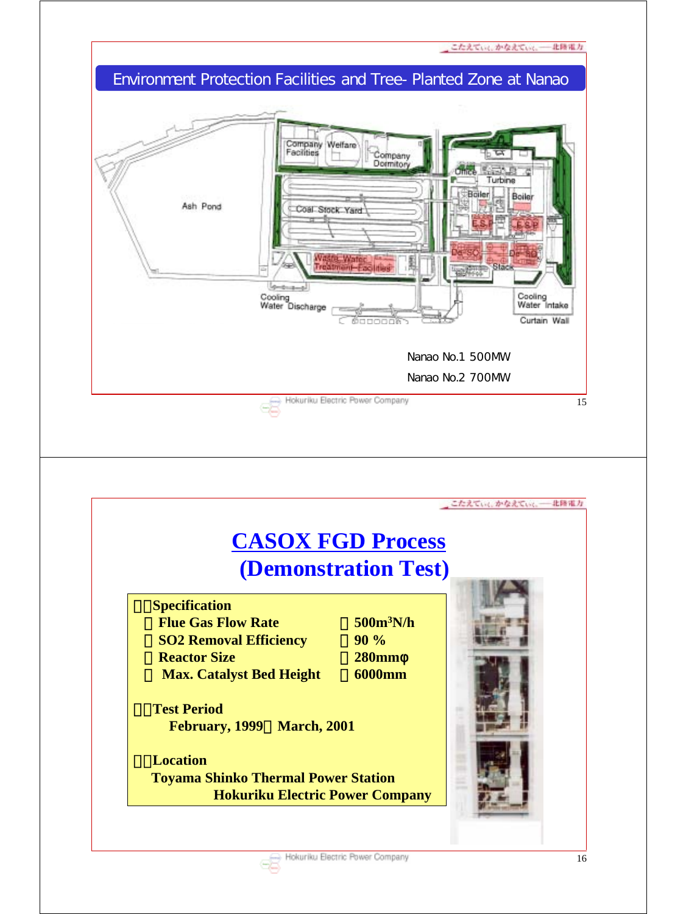## Environment Protection Facilities and Tree- Planted Zone at Nanao

Company Facilities | Welfare | Company Dormitory | Office | Turbine | Boiler | Boiler | Ash Pond | Coal Stock Yard | E.S.P | E.S.P | De-SO | De-SO | Waste Water Treatment Facilities | Stack | Cooling Water Discharge | Cooling Water Intake | Curtain Wall

Nanao No.1 500MW

Nanao No.2 700MW

# CASOX FGD Process

# (Demonstration Test)

**Specification**

| | |
|---|---|
| **Flue Gas Flow Rate** | **500m$^3$N/h** |
| **SO2 Removal Efficiency** | **90 %** |
| **Reactor Size** | **280mmφ** |
| **Max. Catalyst Bed Height** | **6000mm** |

**Test Period**

**February, 1999 March, 2001**

**Location**

**Toyama Shinko Thermal Power Station**

**Hokuriku Electric Power Company**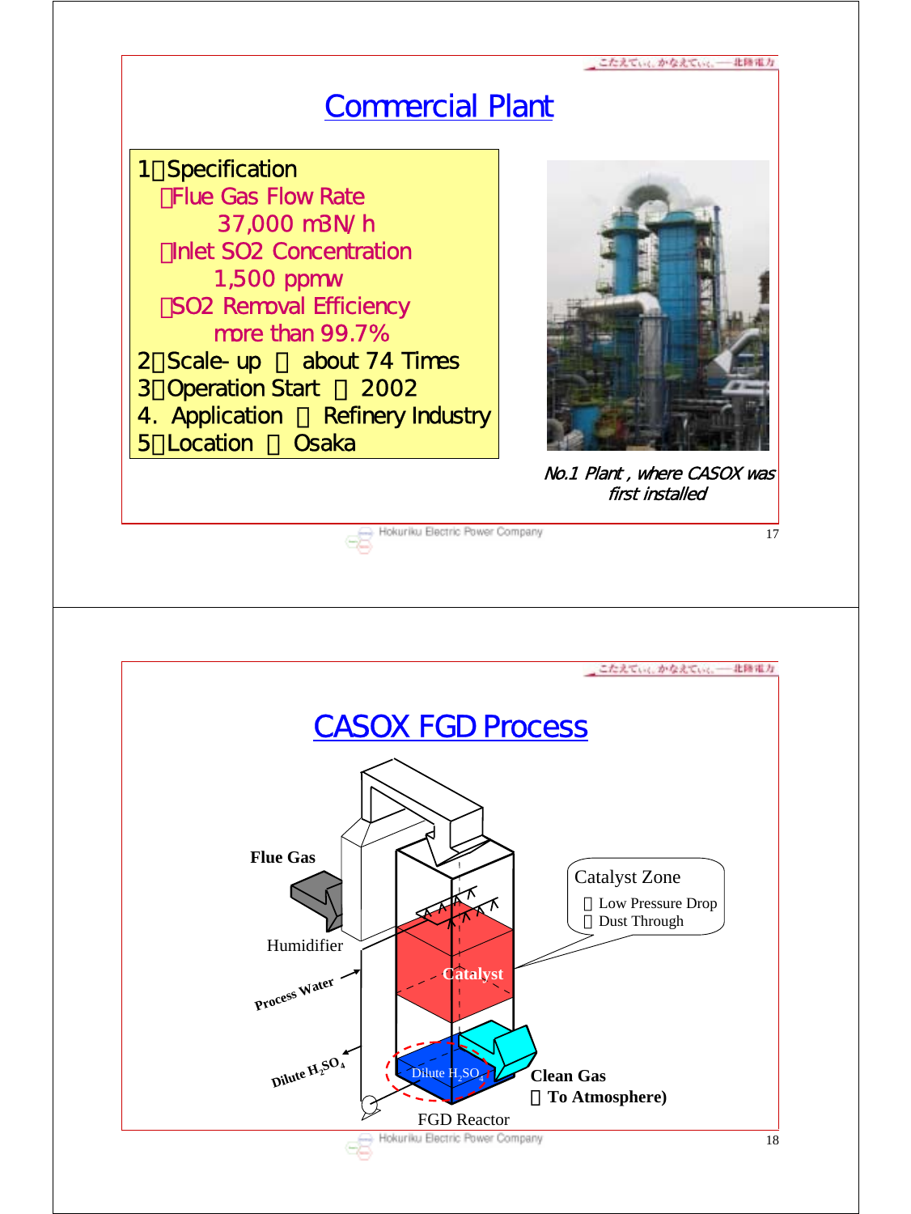# Commercial Plant

1．Specification

- Flue Gas Flow Rate
  37,000 m3N/h
- Inlet SO2 Concentration
  1,500 ppmw
- SO2 Removal Efficiency
  more than 99.7%

2．Scale-up ： about 74 Times

3．Operation Start ： 2002

4. Application ： Refinery Industry

5．Location ： Osaka

*No.1 Plant, where CASOX was first installed*

# CASOX FGD Process

Flue Gas

Humidifier

Process Water

Dilute $H_2SO_4$

Catalyst

Dilute $H_2SO_4$

Catalyst Zone
- Low Pressure Drop
- Dust Through

Clean Gas
（To Atmosphere)

FGD Reactor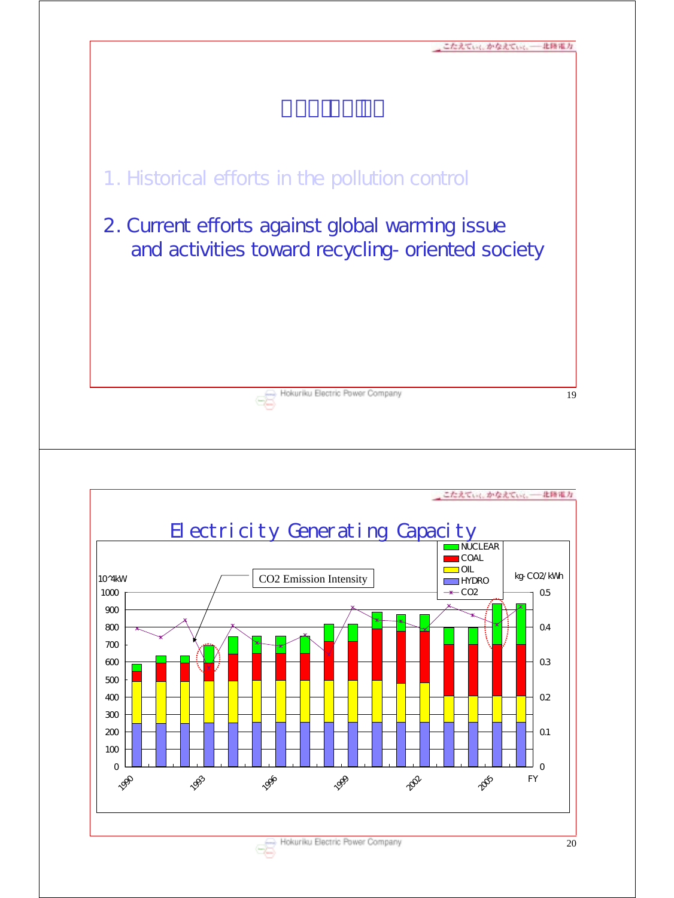# □□□□□□□□

1. Historical efforts in the pollution control

2. Current efforts against global warming issue and activities toward recycling-oriented society

---

# Electricity Generating Capacity

10^4kW

kg-CO2/kWh

CO2 Emission Intensity

NUCLEAR
COAL
OIL
HYDRO
CO2

FY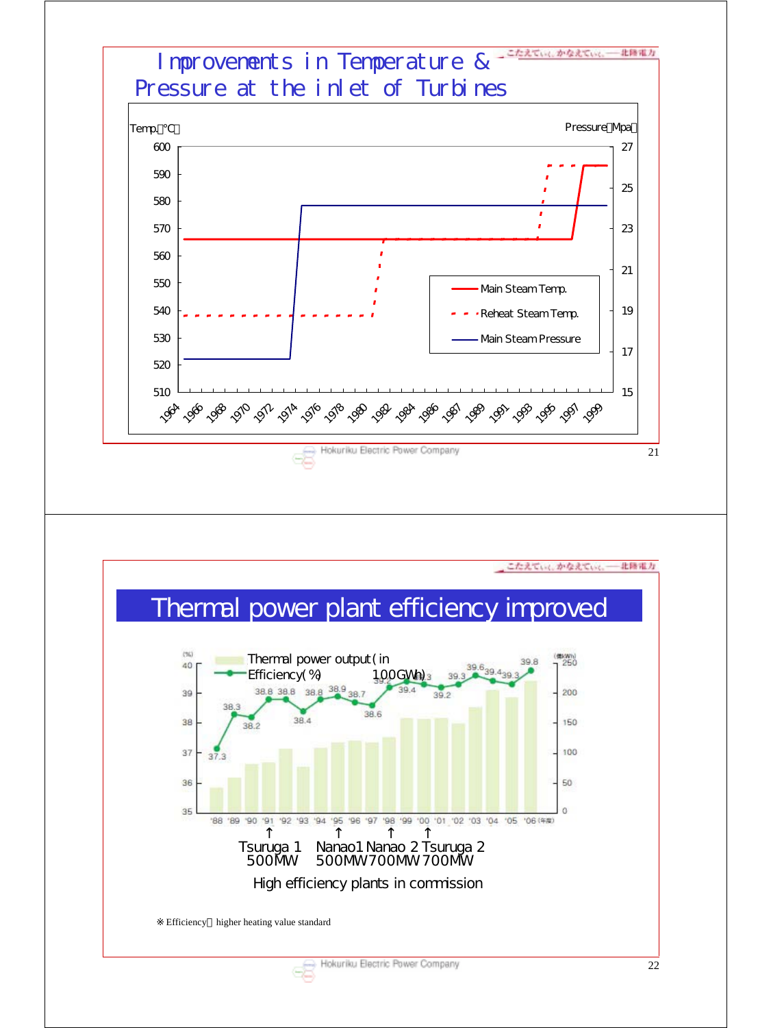## Improvements in Temperature & Pressure at the inlet of Turbines

Temp.（℃） Pressure（Mpa）

- Main Steam Temp.
- Reheat Steam Temp.
- Main Steam Pressure

1964 1966 1968 1970 1972 1974 1976 1978 1980 1982 1984 1986 1987 1989 1991 1993 1995 1997 1999

## Thermal power plant efficiency improved

Thermal power output ( in 100GWh)

Efficiency( %)

| Year | '88 | '89 | '90 | '91 | '92 | '93 | '94 | '95 | '96 | '97 | '98 | '99 | '00 | '01 | '02 | '03 | '04 | '05 | '06 |
|---|---|---|---|---|---|---|---|---|---|---|---|---|---|---|---|---|---|---|---|
| Efficiency (%) | 37.3 | 38.3 | 38.2 | 38.8 | 38.8 | 38.4 | 38.8 | 38.9 | 38.7 | 38.6 | 39.2 | 39.4 | 39.3 | 39.2 | 39.3 | 39.6 | 39.4 | 39.3 | 39.8 |

Tsuruga 1 500MW　Nanao1 500MW　Nanao 2 700MW　Tsuruga 2 700MW

High efficiency plants in commission

※Efficiency：higher heating value standard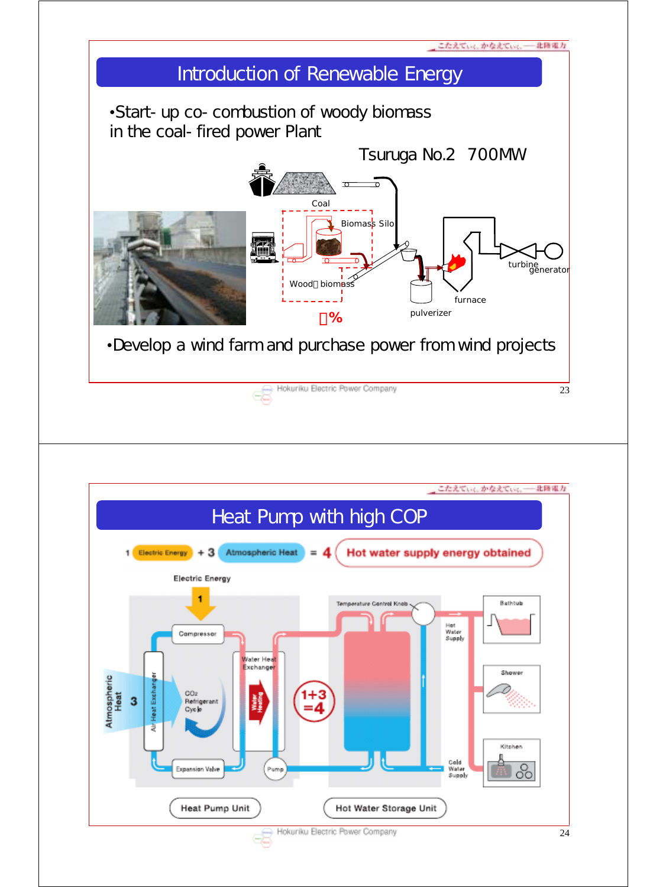## Introduction of Renewable Energy

- Start- up co- combustion of woody biomass in the coal- fired power Plant

Tsuruga No.2 700MW

Coal

Biomass Silo

Wood biomass

%

pulverizer

furnace

turbine

generator

- Develop a wind farm and purchase power from wind projects

## Heat Pump with high COP

1 Electric Energy + 3 Atmospheric Heat = 4 Hot water supply energy obtained

Electric Energy

1

Compressor

Atmospheric Heat 3

Air Heat Exchanger

$CO_2$ Refrigerant Cycle

Water Heat Exchanger

Water Heating

Expansion Valve

Pump

1+3 =4

Temperature Control Knob

Hot Water Supply

Cold Water Supply

Bathtub

Shower

Kitchen

Heat Pump Unit

Hot Water Storage Unit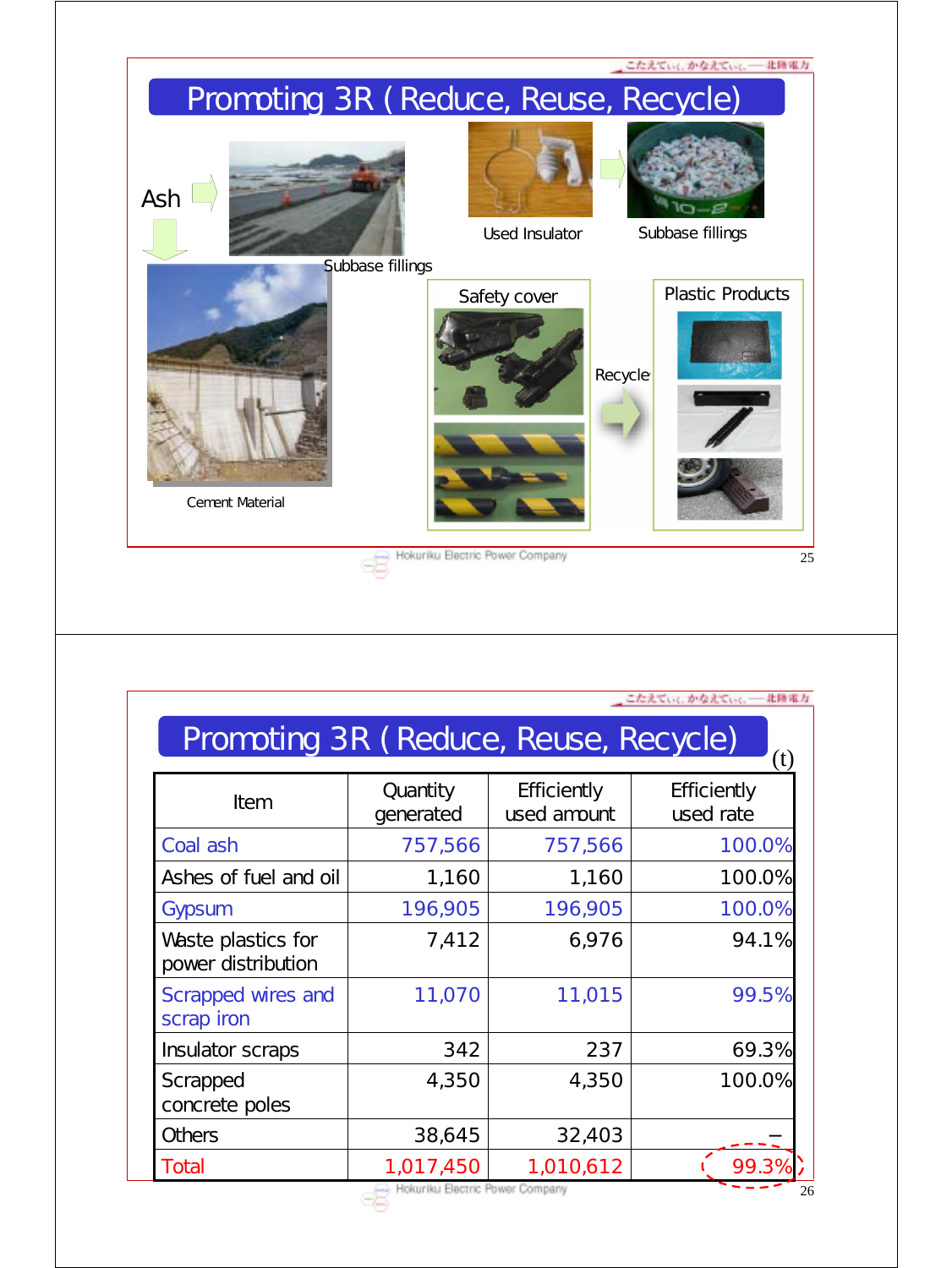# Promoting 3R ( Reduce, Reuse, Recycle)

Ash

Subbase fillings

Cement Material

Used Insulator

Subbase fillings

Safety cover

Recycle

Plastic Products

# Promoting 3R ( Reduce, Reuse, Recycle)

(t)

| Item | Quantity generated | Efficiently used amount | Efficiently used rate |
|---|---|---|---|
| Coal ash | 757,566 | 757,566 | 100.0% |
| Ashes of fuel and oil | 1,160 | 1,160 | 100.0% |
| Gypsum | 196,905 | 196,905 | 100.0% |
| Waste plastics for power distribution | 7,412 | 6,976 | 94.1% |
| Scrapped wires and scrap iron | 11,070 | 11,015 | 99.5% |
| Insulator scraps | 342 | 237 | 69.3% |
| Scrapped concrete poles | 4,350 | 4,350 | 100.0% |
| Others | 38,645 | 32,403 | – |
| Total | 1,017,450 | 1,010,612 | 99.3% |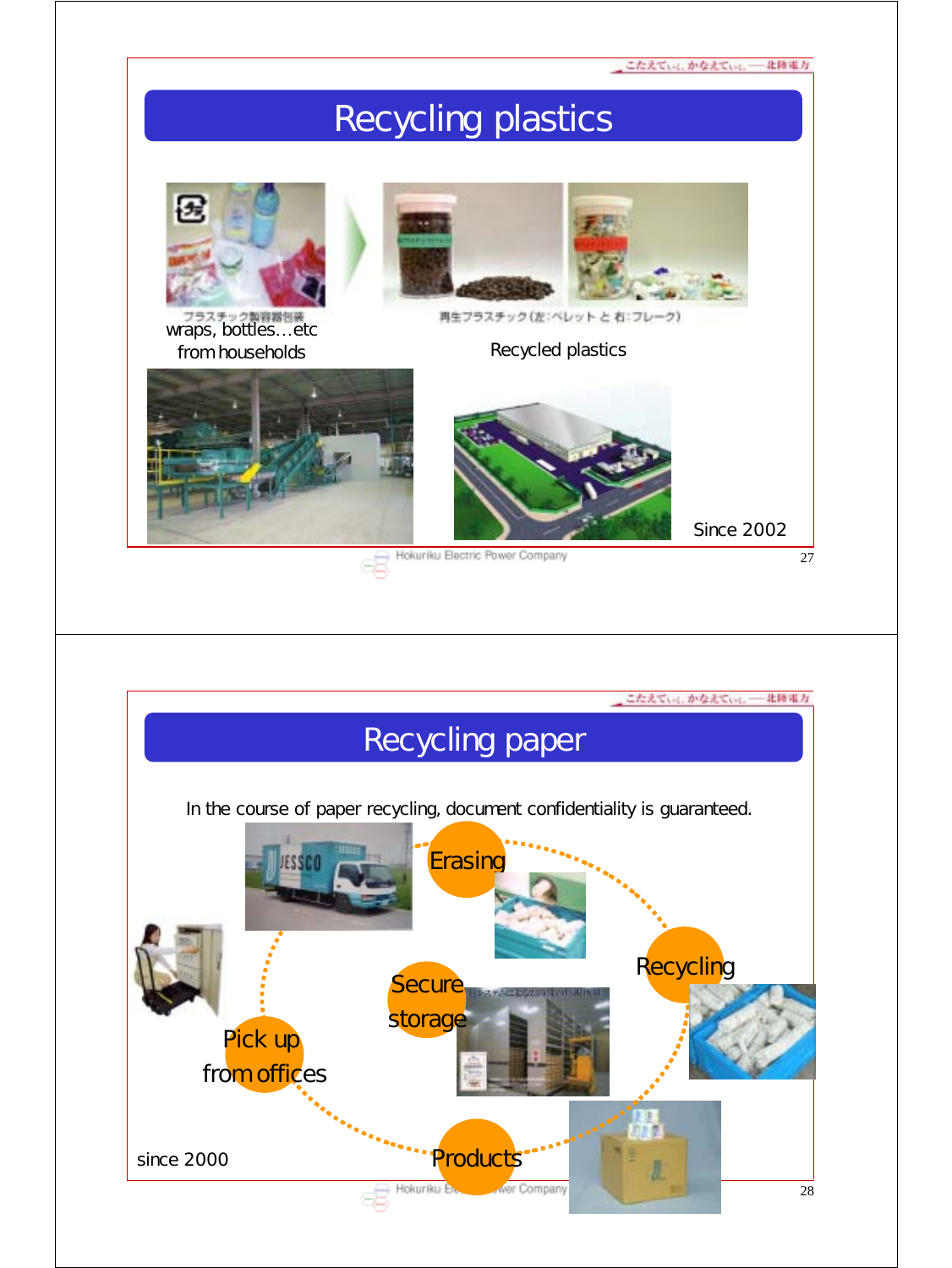# Recycling plastics

プラスチック製容器包装
wraps, bottles…etc
from households

再生プラスチック（左：ペレット と 右：フレーク）
Recycled plastics

Since 2002

# Recycling paper

In the course of paper recycling, document confidentiality is guaranteed.

Erasing

Recycling

Secure storage

Pick up from offices

Products

since 2000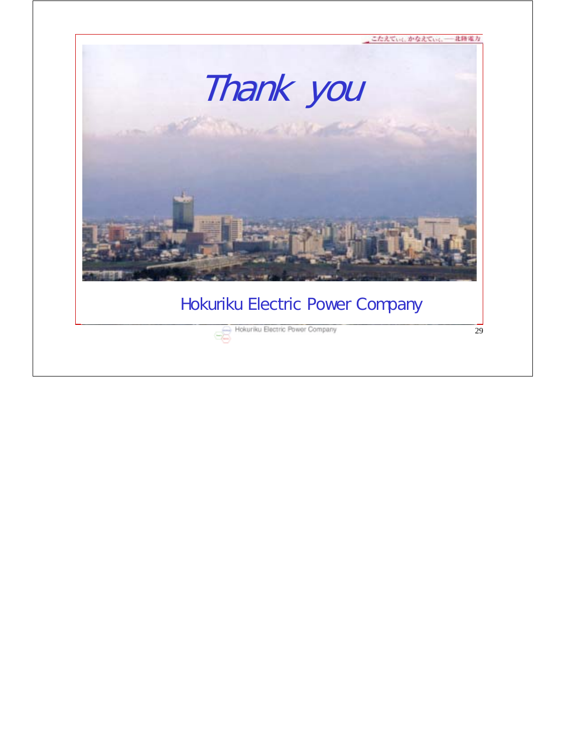# Thank you

Hokuriku Electric Power Company